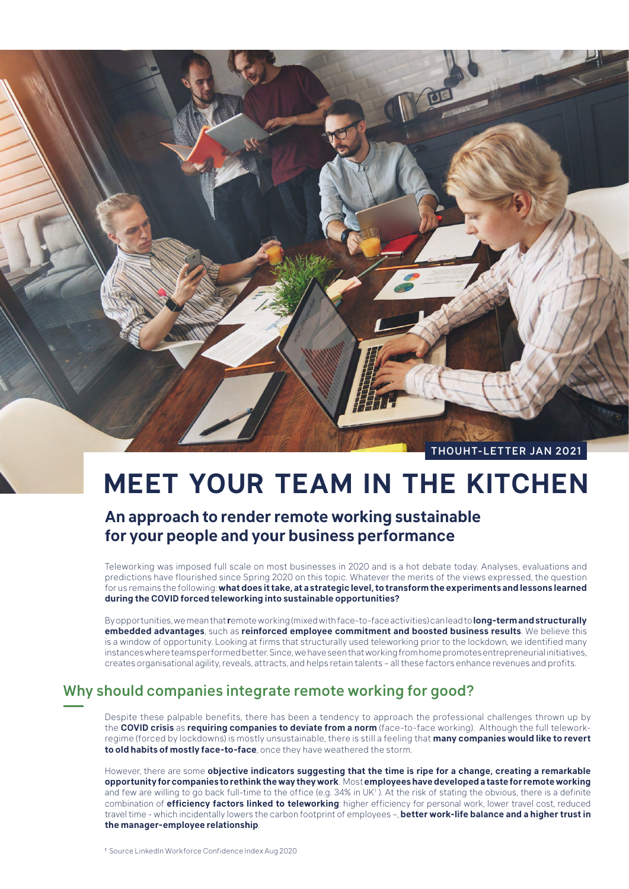THOUHT-LETTER JAN 2021

# MEET YOUR TEAM IN THE KITCHEN

## An approach to render remote working sustainable for your people and your business performance

Teleworking was imposed full scale on most businesses in 2020 and is a hot debate today. Analyses, evaluations and predictions have flourished since Spring 2020 on this topic. Whatever the merits of the views expressed, the question for us remains the following: **what does it take, at a strategic level, to transform the experiments and lessons learned during the COVID forced teleworking into sustainable opportunities?**

By opportunities, we mean that **r**emote working (mixed with face-to-face activities) can lead to **long-term and structurally embedded advantages**, such as **reinforced employee commitment and boosted business results**. We believe this is a window of opportunity. Looking at firms that structurally used teleworking prior to the lockdown, we identified many instances where teams performed better. Since, we have seen that working from home promotes entrepreneurial initiatives, creates organisational agility, reveals, attracts, and helps retain talents – all these factors enhance revenues and profits.

## Why should companies integrate remote working for good?

Despite these palpable benefits, there has been a tendency to approach the professional challenges thrown up by the **COVID crisis** as **requiring companies to deviate from a norm** (face-to-face working). Although the full telework-regime (forced by lockdowns) is mostly unsustainable, there is still a feeling that **many companies would like to revert to old habits of mostly face-to-face**, once they have weathered the storm.

However, there are some **objective indicators suggesting that the time is ripe for a change, creating a remarkable opportunity for companies to rethink the way they work**. Most **employees have developed a taste for remote working** and few are willing to go back full-time to the office (e.g. 34% in UK[1] ). At the risk of stating the obvious, there is a definite combination of **efficiency factors linked to teleworking**: higher efficiency for personal work, lower travel cost, reduced travel time - which incidentally lowers the carbon footprint of employees –, **better work-life balance and a higher trust in the manager-employee relationship**.

[1] Source LinkedIn Workforce Confidence Index Aug 2020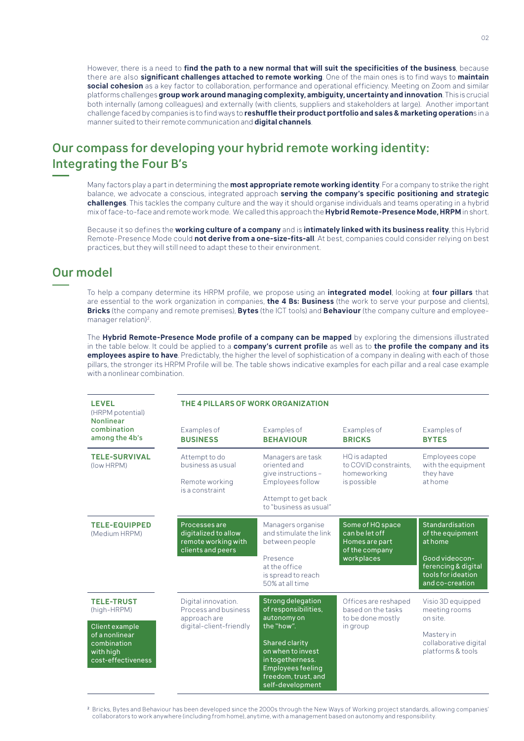However, there is a need to **find the path to a new normal that will suit the specificities of the business**, because there are also **significant challenges attached to remote working**. One of the main ones is to find ways to **maintain social cohesion** as a key factor to collaboration, performance and operational efficiency. Meeting on Zoom and similar platforms challenges **group work around managing complexity, ambiguity, uncertainty and innovation**. This is crucial both internally (among colleagues) and externally (with clients, suppliers and stakeholders at large). Another important challenge faced by companies is to find ways to **reshuffle their product portfolio and sales & marketing operation**s in a manner suited to their remote communication and **digital channels**.

## Our compass for developing your hybrid remote working identity: Integrating the Four B's

Many factors play a part in determining the **most appropriate remote working identity**. For a company to strike the right balance, we advocate a conscious, integrated approach **serving the company's specific positioning and strategic challenges**. This tackles the company culture and the way it should organise individuals and teams operating in a hybrid mix of face-to-face and remote work mode. We called this approach the **Hybrid Remote-Presence Mode, HRPM** in short.

Because it so defines the **working culture of a company** and is **intimately linked with its business reality**, this Hybrid Remote-Presence Mode could **not derive from a one-size-fits-all**. At best, companies could consider relying on best practices, but they will still need to adapt these to their environment.

## Our model

To help a company determine its HRPM profile, we propose using an **integrated model**, looking at **four pillars** that are essential to the work organization in companies, **the 4 Bs: Business** (the work to serve your purpose and clients), **Bricks** (the company and remote premises), **Bytes** (the ICT tools) and **Behaviour** (the company culture and employee-manager relation)[2].

The **Hybrid Remote-Presence Mode profile of a company can be mapped** by exploring the dimensions illustrated in the table below. It could be applied to a **company's current profile** as well as to **the profile the company and its employees aspire to have**. Predictably, the higher the level of sophistication of a company in dealing with each of those pillars, the stronger its HRPM Profile will be. The table shows indicative examples for each pillar and a real case example with a nonlinear combination.

| **LEVEL** (HRPM potential) **Nonlinear combination among the 4b's** | **THE 4 PILLARS OF WORK ORGANIZATION** | | | |
|---|---|---|---|---|
| | Examples of **BUSINESS** | Examples of **BEHAVIOUR** | Examples of **BRICKS** | Examples of **BYTES** |
| **TELE-SURVIVAL** (low HRPM) | Attempt to do business as usual<br>Remote working is a constraint | Managers are task oriented and give instructions – Employees follow<br>Attempt to get back to "business as usual" | HQ is adapted to COVID constraints, homeworking is possible | Employees cope with the equipment they have at home |
| **TELE-EQUIPPED** (Medium HRPM) | Processes are digitalized to allow remote working with clients and peers | Managers organise and stimulate the link between people<br>Presence at the office is spread to reach 50% at all time | Some of HQ space can be let off<br>Homes are part of the company workplaces | Standardisation of the equipment at home<br>Good videoconferencing & digital tools for ideation and co-creation |
| **TELE-TRUST** (high-HRPM)<br>Client example of a nonlinear combination with high cost-effectiveness | Digital innovation. Process and business approach are digital-client-friendly | Strong delegation of responsibilities, autonomy on the "how".<br>Shared clarity on when to invest in togetherness. Employees feeling freedom, trust, and self-development | Offices are reshaped based on the tasks to be done mostly in group | Visio 3D equipped meeting rooms on site.<br>Mastery in collaborative digital platforms & tools |

[2] Bricks, Bytes and Behaviour has been developed since the 2000s through the New Ways of Working project standards, allowing companies' collaborators to work anywhere (including from home), anytime, with a management based on autonomy and responsibility.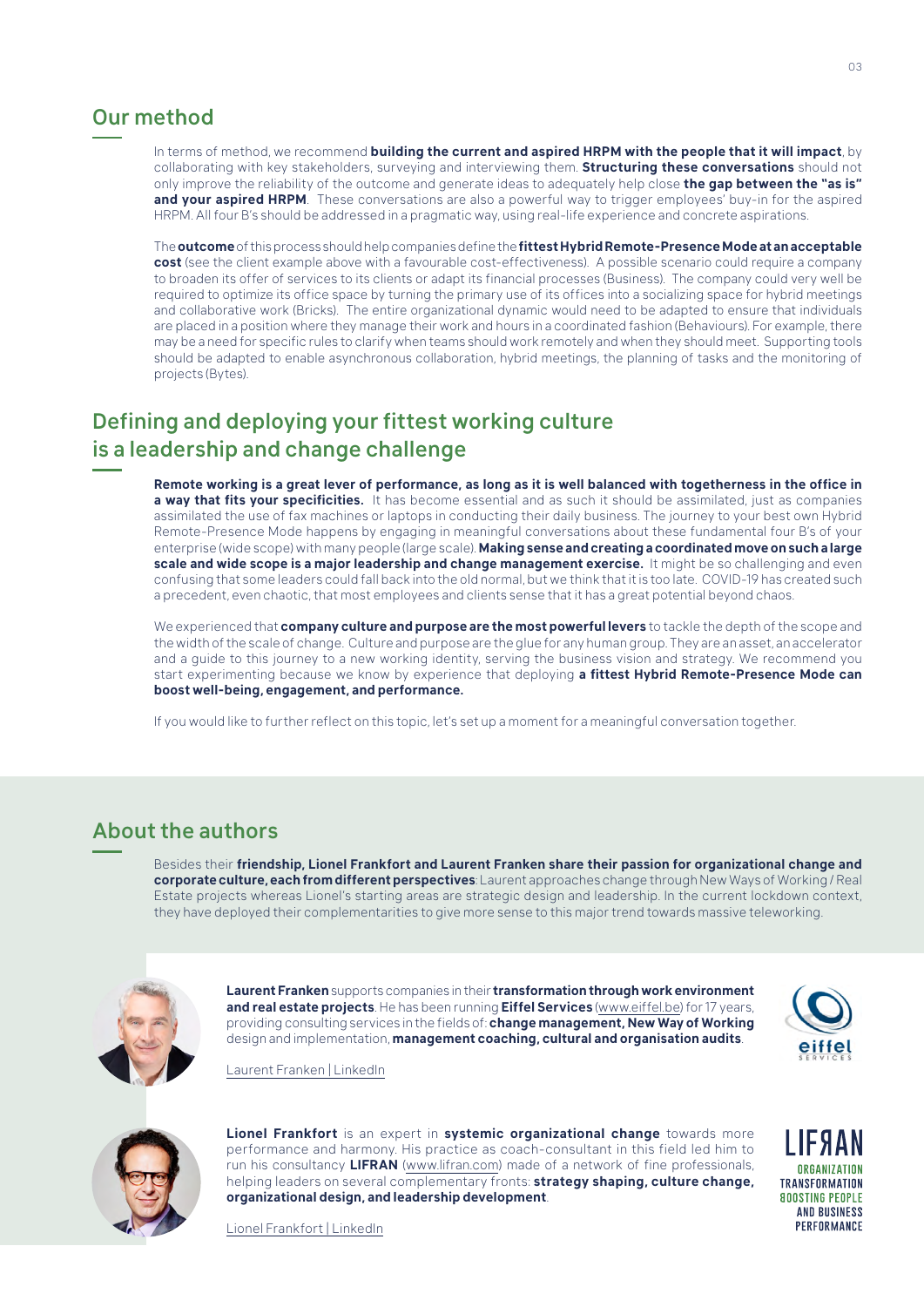## Our method

In terms of method, we recommend **building the current and aspired HRPM with the people that it will impact**, by collaborating with key stakeholders, surveying and interviewing them. **Structuring these conversations** should not only improve the reliability of the outcome and generate ideas to adequately help close **the gap between the "as is" and your aspired HRPM**. These conversations are also a powerful way to trigger employees' buy-in for the aspired HRPM. All four B's should be addressed in a pragmatic way, using real-life experience and concrete aspirations.

The **outcome** of this process should help companies define the **fittest Hybrid Remote-Presence Mode at an acceptable cost** (see the client example above with a favourable cost-effectiveness). A possible scenario could require a company to broaden its offer of services to its clients or adapt its financial processes (Business). The company could very well be required to optimize its office space by turning the primary use of its offices into a socializing space for hybrid meetings and collaborative work (Bricks). The entire organizational dynamic would need to be adapted to ensure that individuals are placed in a position where they manage their work and hours in a coordinated fashion (Behaviours). For example, there may be a need for specific rules to clarify when teams should work remotely and when they should meet. Supporting tools should be adapted to enable asynchronous collaboration, hybrid meetings, the planning of tasks and the monitoring of projects (Bytes).

## Defining and deploying your fittest working culture is a leadership and change challenge

**Remote working is a great lever of performance, as long as it is well balanced with togetherness in the office in a way that fits your specificities.** It has become essential and as such it should be assimilated, just as companies assimilated the use of fax machines or laptops in conducting their daily business. The journey to your best own Hybrid Remote-Presence Mode happens by engaging in meaningful conversations about these fundamental four B's of your enterprise (wide scope) with many people (large scale). **Making sense and creating a coordinated move on such a large scale and wide scope is a major leadership and change management exercise.** It might be so challenging and even confusing that some leaders could fall back into the old normal, but we think that it is too late. COVID-19 has created such a precedent, even chaotic, that most employees and clients sense that it has a great potential beyond chaos.

We experienced that **company culture and purpose are the most powerful levers** to tackle the depth of the scope and the width of the scale of change. Culture and purpose are the glue for any human group. They are an asset, an accelerator and a guide to this journey to a new working identity, serving the business vision and strategy. We recommend you start experimenting because we know by experience that deploying **a fittest Hybrid Remote-Presence Mode can boost well-being, engagement, and performance.**

If you would like to further reflect on this topic, let's set up a moment for a meaningful conversation together.

## About the authors

Besides their **friendship, Lionel Frankfort and Laurent Franken share their passion for organizational change and corporate culture, each from different perspectives**: Laurent approaches change through New Ways of Working / Real Estate projects whereas Lionel's starting areas are strategic design and leadership. In the current lockdown context, they have deployed their complementarities to give more sense to this major trend towards massive teleworking.

**Laurent Franken** supports companies in their **transformation through work environment and real estate projects**. He has been running **Eiffel Services** (www.eiffel.be) for 17 years, providing consulting services in the fields of: **change management, New Way of Working** design and implementation, **management coaching, cultural and organisation audits**.

Laurent Franken | LinkedIn

eiffel SERVICES

**Lionel Frankfort** is an expert in **systemic organizational change** towards more performance and harmony. His practice as coach-consultant in this field led him to run his consultancy **LIFRAN** (www.lifran.com) made of a network of fine professionals, helping leaders on several complementary fronts: **strategy shaping, culture change, organizational design, and leadership development**.

Lionel Frankfort | LinkedIn

LIFRAN
ORGANIZATION TRANSFORMATION BOOSTING PEOPLE AND BUSINESS PERFORMANCE